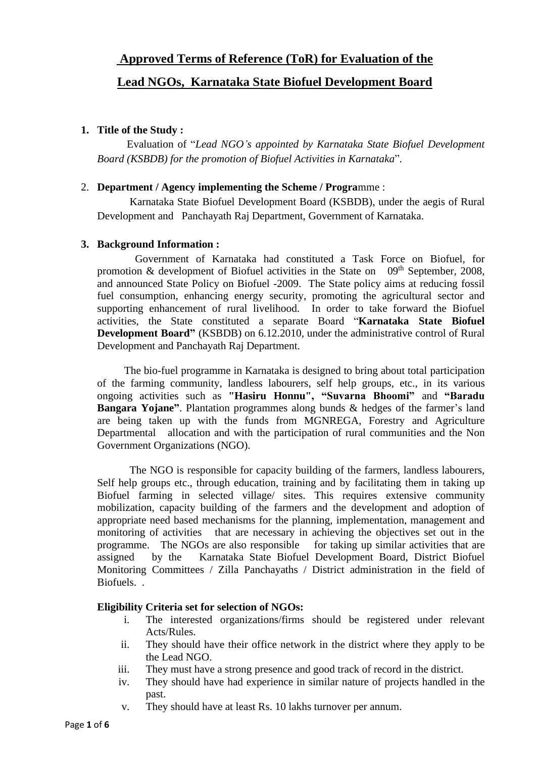# Approved Terms of Reference (ToR) for Evaluation of the Lead NGOs, Karnataka State Biofuel Development Board

1. **Title of the Study :**

   Evaluation of "*Lead NGO's appointed by Karnataka State Biofuel Development Board (KSBDB) for the promotion of Biofuel Activities in Karnataka*".

2. **Department / Agency implementing the Scheme / Progra**mme :

   Karnataka State Biofuel Development Board (KSBDB), under the aegis of Rural Development and Panchayath Raj Department, Government of Karnataka.

3. **Background Information :**

   Government of Karnataka had constituted a Task Force on Biofuel, for promotion & development of Biofuel activities in the State on 09th September, 2008, and announced State Policy on Biofuel -2009. The State policy aims at reducing fossil fuel consumption, enhancing energy security, promoting the agricultural sector and supporting enhancement of rural livelihood. In order to take forward the Biofuel activities, the State constituted a separate Board "**Karnataka State Biofuel Development Board"** (KSBDB) on 6.12.2010, under the administrative control of Rural Development and Panchayath Raj Department.

   The bio-fuel programme in Karnataka is designed to bring about total participation of the farming community, landless labourers, self help groups, etc., in its various ongoing activities such as **"Hasiru Honnu", "Suvarna Bhoomi"** and **"Baradu Bangara Yojane"**. Plantation programmes along bunds & hedges of the farmer's land are being taken up with the funds from MGNREGA, Forestry and Agriculture Departmental allocation and with the participation of rural communities and the Non Government Organizations (NGO).

   The NGO is responsible for capacity building of the farmers, landless labourers, Self help groups etc., through education, training and by facilitating them in taking up Biofuel farming in selected village/ sites. This requires extensive community mobilization, capacity building of the farmers and the development and adoption of appropriate need based mechanisms for the planning, implementation, management and monitoring of activities that are necessary in achieving the objectives set out in the programme. The NGOs are also responsible for taking up similar activities that are assigned by the Karnataka State Biofuel Development Board, District Biofuel Monitoring Committees / Zilla Panchayaths / District administration in the field of Biofuels. .

   **Eligibility Criteria set for selection of NGOs:**

   i. The interested organizations/firms should be registered under relevant Acts/Rules.
   ii. They should have their office network in the district where they apply to be the Lead NGO.
   iii. They must have a strong presence and good track of record in the district.
   iv. They should have had experience in similar nature of projects handled in the past.
   v. They should have at least Rs. 10 lakhs turnover per annum.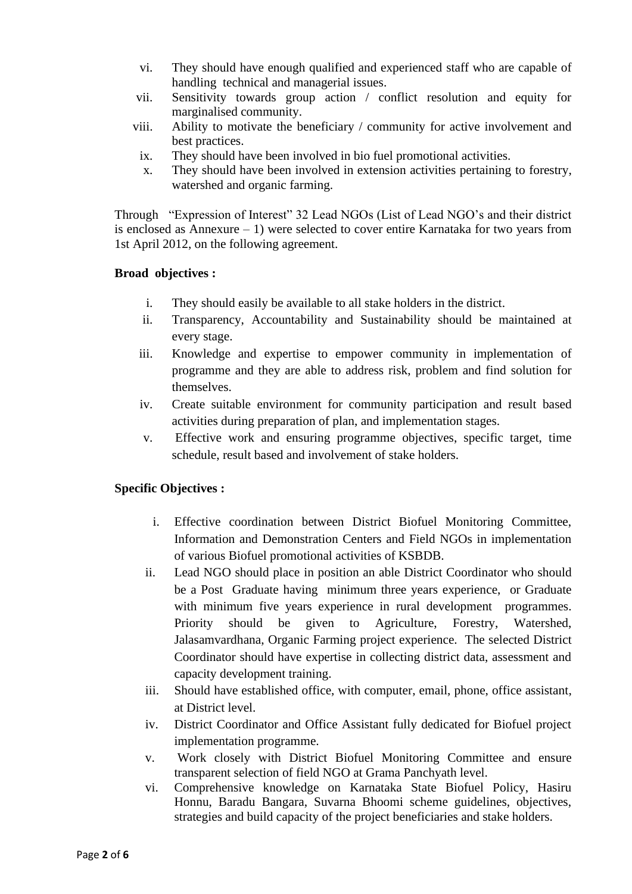vi. They should have enough qualified and experienced staff who are capable of handling technical and managerial issues.
vii. Sensitivity towards group action / conflict resolution and equity for marginalised community.
viii. Ability to motivate the beneficiary / community for active involvement and best practices.
ix. They should have been involved in bio fuel promotional activities.
x. They should have been involved in extension activities pertaining to forestry, watershed and organic farming.

Through "Expression of Interest" 32 Lead NGOs (List of Lead NGO's and their district is enclosed as Annexure – 1) were selected to cover entire Karnataka for two years from 1st April 2012, on the following agreement.

**Broad objectives :**

i. They should easily be available to all stake holders in the district.
ii. Transparency, Accountability and Sustainability should be maintained at every stage.
iii. Knowledge and expertise to empower community in implementation of programme and they are able to address risk, problem and find solution for themselves.
iv. Create suitable environment for community participation and result based activities during preparation of plan, and implementation stages.
v. Effective work and ensuring programme objectives, specific target, time schedule, result based and involvement of stake holders.

**Specific Objectives :**

i. Effective coordination between District Biofuel Monitoring Committee, Information and Demonstration Centers and Field NGOs in implementation of various Biofuel promotional activities of KSBDB.
ii. Lead NGO should place in position an able District Coordinator who should be a Post Graduate having minimum three years experience, or Graduate with minimum five years experience in rural development programmes. Priority should be given to Agriculture, Forestry, Watershed, Jalasamvardhana, Organic Farming project experience. The selected District Coordinator should have expertise in collecting district data, assessment and capacity development training.
iii. Should have established office, with computer, email, phone, office assistant, at District level.
iv. District Coordinator and Office Assistant fully dedicated for Biofuel project implementation programme.
v. Work closely with District Biofuel Monitoring Committee and ensure transparent selection of field NGO at Grama Panchyath level.
vi. Comprehensive knowledge on Karnataka State Biofuel Policy, Hasiru Honnu, Baradu Bangara, Suvarna Bhoomi scheme guidelines, objectives, strategies and build capacity of the project beneficiaries and stake holders.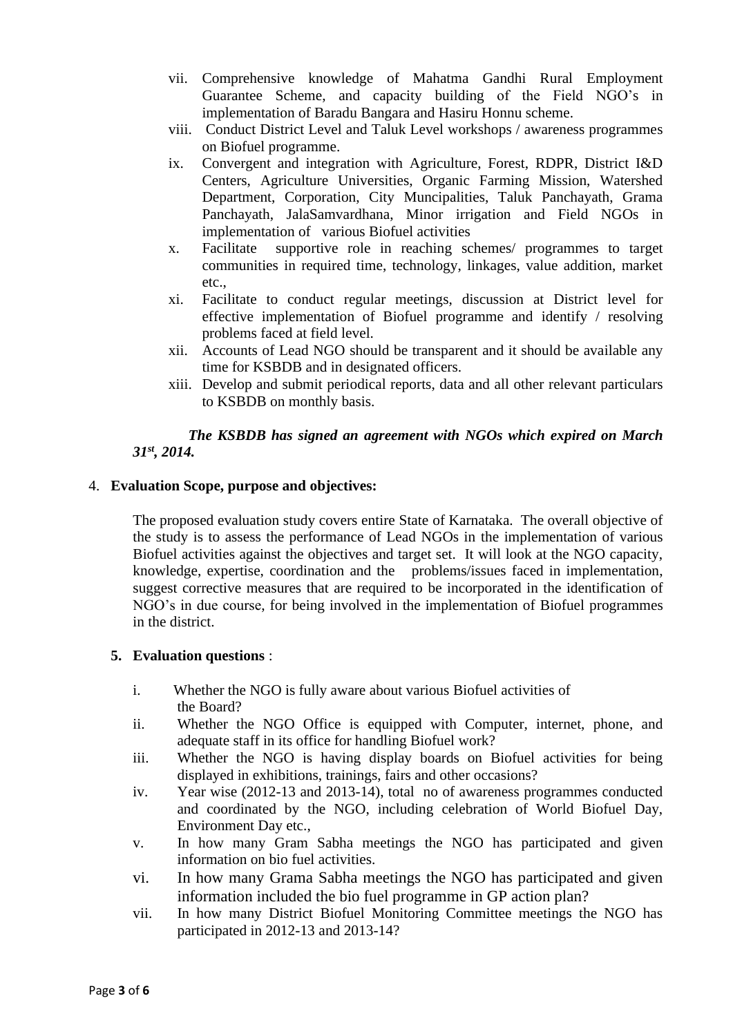vii. Comprehensive knowledge of Mahatma Gandhi Rural Employment Guarantee Scheme, and capacity building of the Field NGO's in implementation of Baradu Bangara and Hasiru Honnu scheme.

viii. Conduct District Level and Taluk Level workshops / awareness programmes on Biofuel programme.

ix. Convergent and integration with Agriculture, Forest, RDPR, District I&D Centers, Agriculture Universities, Organic Farming Mission, Watershed Department, Corporation, City Muncipalities, Taluk Panchayath, Grama Panchayath, JalaSamvardhana, Minor irrigation and Field NGOs in implementation of various Biofuel activities

x. Facilitate supportive role in reaching schemes/ programmes to target communities in required time, technology, linkages, value addition, market etc.,

xi. Facilitate to conduct regular meetings, discussion at District level for effective implementation of Biofuel programme and identify / resolving problems faced at field level.

xii. Accounts of Lead NGO should be transparent and it should be available any time for KSBDB and in designated officers.

xiii. Develop and submit periodical reports, data and all other relevant particulars to KSBDB on monthly basis.

***The KSBDB has signed an agreement with NGOs which expired on March 31st, 2014.***

4. **Evaluation Scope, purpose and objectives:**

The proposed evaluation study covers entire State of Karnataka. The overall objective of the study is to assess the performance of Lead NGOs in the implementation of various Biofuel activities against the objectives and target set. It will look at the NGO capacity, knowledge, expertise, coordination and the problems/issues faced in implementation, suggest corrective measures that are required to be incorporated in the identification of NGO's in due course, for being involved in the implementation of Biofuel programmes in the district.

5. **Evaluation questions** :

i. Whether the NGO is fully aware about various Biofuel activities of the Board?

ii. Whether the NGO Office is equipped with Computer, internet, phone, and adequate staff in its office for handling Biofuel work?

iii. Whether the NGO is having display boards on Biofuel activities for being displayed in exhibitions, trainings, fairs and other occasions?

iv. Year wise (2012-13 and 2013-14), total no of awareness programmes conducted and coordinated by the NGO, including celebration of World Biofuel Day, Environment Day etc.,

v. In how many Gram Sabha meetings the NGO has participated and given information on bio fuel activities.

vi. In how many Grama Sabha meetings the NGO has participated and given information included the bio fuel programme in GP action plan?

vii. In how many District Biofuel Monitoring Committee meetings the NGO has participated in 2012-13 and 2013-14?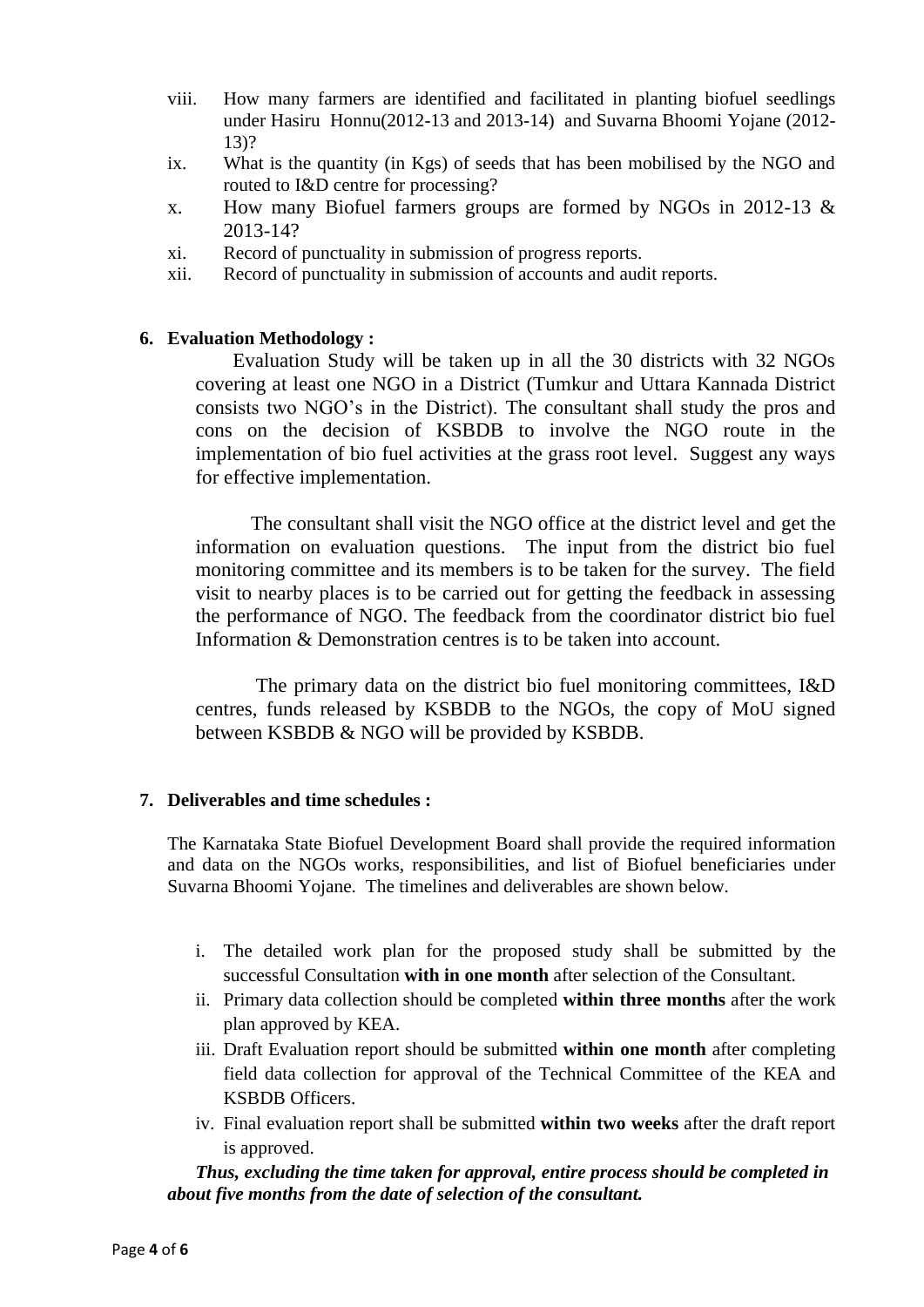viii. How many farmers are identified and facilitated in planting biofuel seedlings under Hasiru Honnu(2012-13 and 2013-14) and Suvarna Bhoomi Yojane (2012-13)?

ix. What is the quantity (in Kgs) of seeds that has been mobilised by the NGO and routed to I&D centre for processing?

x. How many Biofuel farmers groups are formed by NGOs in 2012-13 & 2013-14?

xi. Record of punctuality in submission of progress reports.

xii. Record of punctuality in submission of accounts and audit reports.

**6. Evaluation Methodology :**

Evaluation Study will be taken up in all the 30 districts with 32 NGOs covering at least one NGO in a District (Tumkur and Uttara Kannada District consists two NGO's in the District). The consultant shall study the pros and cons on the decision of KSBDB to involve the NGO route in the implementation of bio fuel activities at the grass root level. Suggest any ways for effective implementation.

The consultant shall visit the NGO office at the district level and get the information on evaluation questions. The input from the district bio fuel monitoring committee and its members is to be taken for the survey. The field visit to nearby places is to be carried out for getting the feedback in assessing the performance of NGO. The feedback from the coordinator district bio fuel Information & Demonstration centres is to be taken into account.

The primary data on the district bio fuel monitoring committees, I&D centres, funds released by KSBDB to the NGOs, the copy of MoU signed between KSBDB & NGO will be provided by KSBDB.

**7. Deliverables and time schedules :**

The Karnataka State Biofuel Development Board shall provide the required information and data on the NGOs works, responsibilities, and list of Biofuel beneficiaries under Suvarna Bhoomi Yojane. The timelines and deliverables are shown below.

i. The detailed work plan for the proposed study shall be submitted by the successful Consultation **with in one month** after selection of the Consultant.

ii. Primary data collection should be completed **within three months** after the work plan approved by KEA.

iii. Draft Evaluation report should be submitted **within one month** after completing field data collection for approval of the Technical Committee of the KEA and KSBDB Officers.

iv. Final evaluation report shall be submitted **within two weeks** after the draft report is approved.

***Thus, excluding the time taken for approval, entire process should be completed in about five months from the date of selection of the consultant.***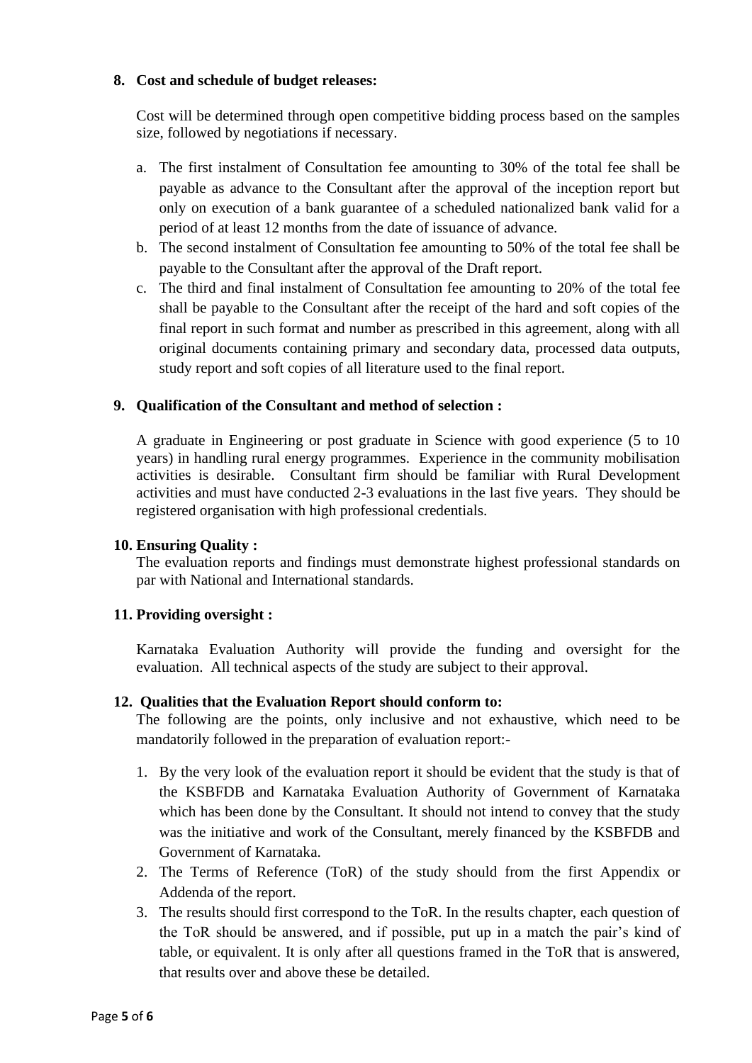**8. Cost and schedule of budget releases:**

Cost will be determined through open competitive bidding process based on the samples size, followed by negotiations if necessary.

a. The first instalment of Consultation fee amounting to 30% of the total fee shall be payable as advance to the Consultant after the approval of the inception report but only on execution of a bank guarantee of a scheduled nationalized bank valid for a period of at least 12 months from the date of issuance of advance.
b. The second instalment of Consultation fee amounting to 50% of the total fee shall be payable to the Consultant after the approval of the Draft report.
c. The third and final instalment of Consultation fee amounting to 20% of the total fee shall be payable to the Consultant after the receipt of the hard and soft copies of the final report in such format and number as prescribed in this agreement, along with all original documents containing primary and secondary data, processed data outputs, study report and soft copies of all literature used to the final report.

**9. Qualification of the Consultant and method of selection :**

A graduate in Engineering or post graduate in Science with good experience (5 to 10 years) in handling rural energy programmes. Experience in the community mobilisation activities is desirable. Consultant firm should be familiar with Rural Development activities and must have conducted 2-3 evaluations in the last five years. They should be registered organisation with high professional credentials.

**10. Ensuring Quality :**

The evaluation reports and findings must demonstrate highest professional standards on par with National and International standards.

**11. Providing oversight :**

Karnataka Evaluation Authority will provide the funding and oversight for the evaluation. All technical aspects of the study are subject to their approval.

**12. Qualities that the Evaluation Report should conform to:**

The following are the points, only inclusive and not exhaustive, which need to be mandatorily followed in the preparation of evaluation report:-

1. By the very look of the evaluation report it should be evident that the study is that of the KSBFDB and Karnataka Evaluation Authority of Government of Karnataka which has been done by the Consultant. It should not intend to convey that the study was the initiative and work of the Consultant, merely financed by the KSBFDB and Government of Karnataka.
2. The Terms of Reference (ToR) of the study should from the first Appendix or Addenda of the report.
3. The results should first correspond to the ToR. In the results chapter, each question of the ToR should be answered, and if possible, put up in a match the pair's kind of table, or equivalent. It is only after all questions framed in the ToR that is answered, that results over and above these be detailed.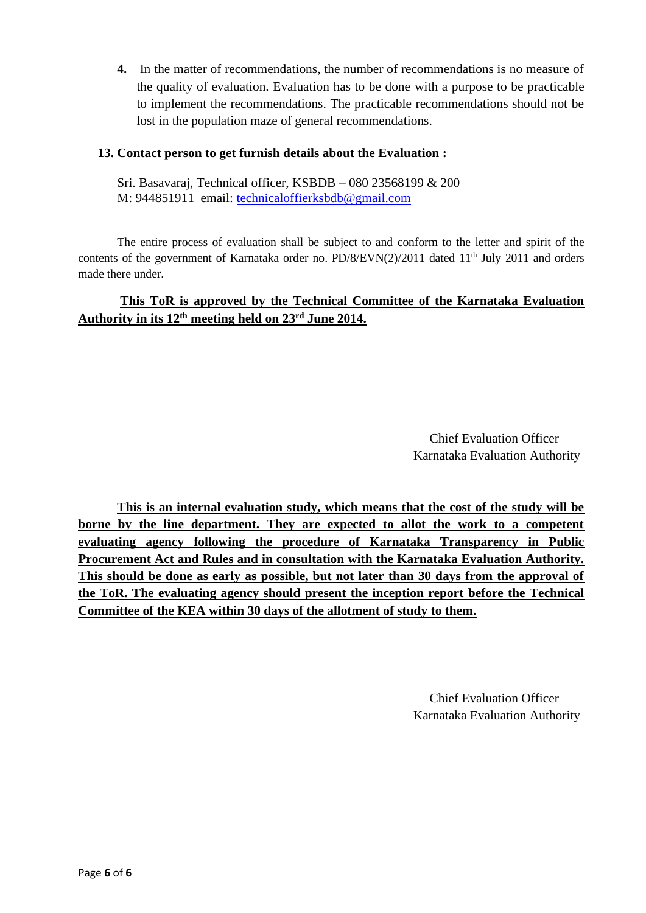4. In the matter of recommendations, the number of recommendations is no measure of the quality of evaluation. Evaluation has to be done with a purpose to be practicable to implement the recommendations. The practicable recommendations should not be lost in the population maze of general recommendations.

**13. Contact person to get furnish details about the Evaluation :**

Sri. Basavaraj, Technical officer, KSBDB – 080 23568199 & 200
M: 944851911 email: technicaloffierksbdb@gmail.com

The entire process of evaluation shall be subject to and conform to the letter and spirit of the contents of the government of Karnataka order no. PD/8/EVN(2)/2011 dated 11th July 2011 and orders made there under.

**This ToR is approved by the Technical Committee of the Karnataka Evaluation Authority in its 12th meeting held on 23rd June 2014.**

Chief Evaluation Officer
Karnataka Evaluation Authority

**This is an internal evaluation study, which means that the cost of the study will be borne by the line department. They are expected to allot the work to a competent evaluating agency following the procedure of Karnataka Transparency in Public Procurement Act and Rules and in consultation with the Karnataka Evaluation Authority. This should be done as early as possible, but not later than 30 days from the approval of the ToR. The evaluating agency should present the inception report before the Technical Committee of the KEA within 30 days of the allotment of study to them.**

Chief Evaluation Officer
Karnataka Evaluation Authority